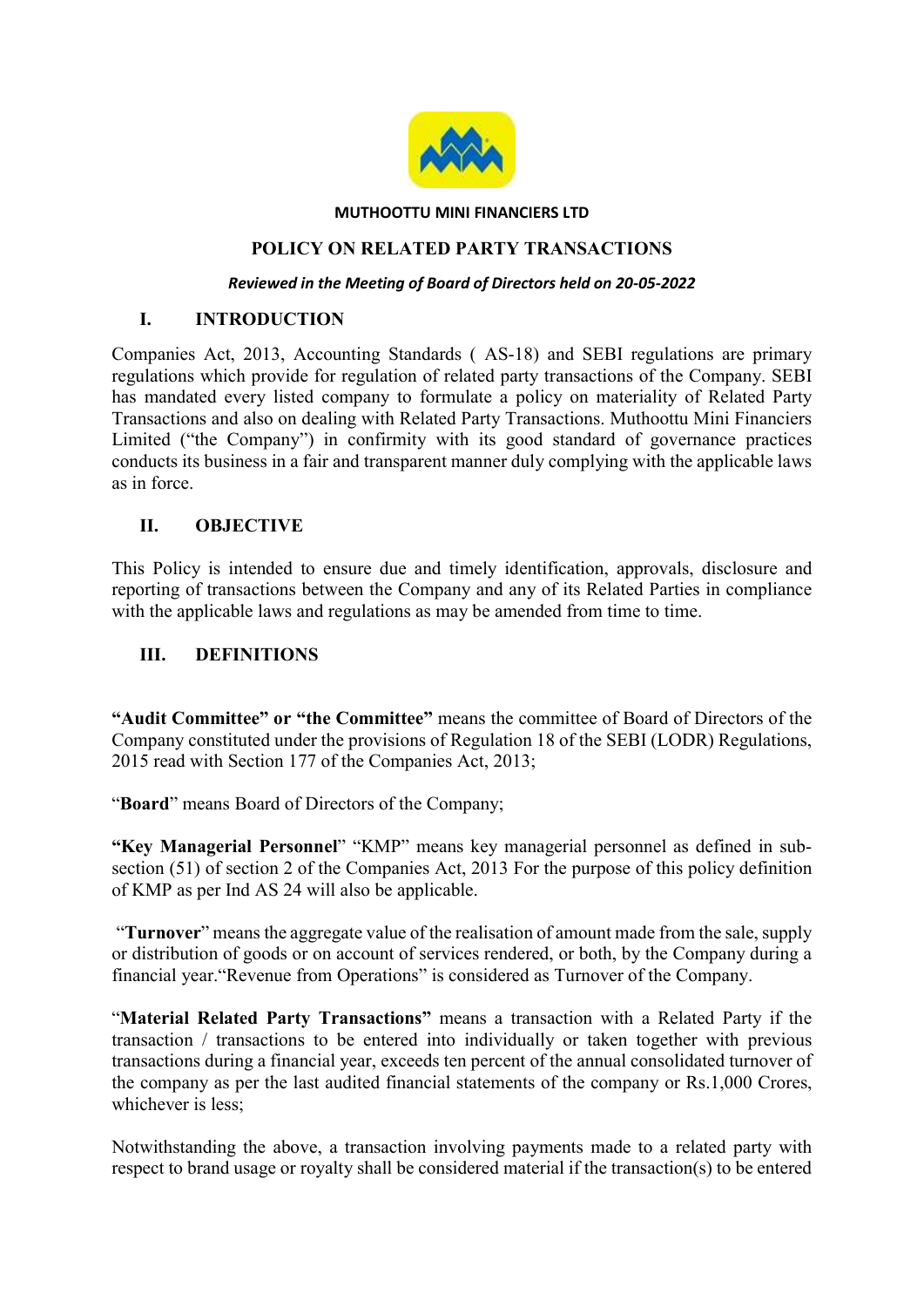**MUTHOOTTU MINI FINANCIERS LTD**

# POLICY ON RELATED PARTY TRANSACTIONS

***Reviewed in the Meeting of Board of Directors held on 20-05-2022***

## I. INTRODUCTION

Companies Act, 2013, Accounting Standards ( AS-18) and SEBI regulations are primary regulations which provide for regulation of related party transactions of the Company. SEBI has mandated every listed company to formulate a policy on materiality of Related Party Transactions and also on dealing with Related Party Transactions. Muthoottu Mini Financiers Limited ("the Company") in confirmity with its good standard of governance practices conducts its business in a fair and transparent manner duly complying with the applicable laws as in force.

## II. OBJECTIVE

This Policy is intended to ensure due and timely identification, approvals, disclosure and reporting of transactions between the Company and any of its Related Parties in compliance with the applicable laws and regulations as may be amended from time to time.

## III. DEFINITIONS

**"Audit Committee" or "the Committee"** means the committee of Board of Directors of the Company constituted under the provisions of Regulation 18 of the SEBI (LODR) Regulations, 2015 read with Section 177 of the Companies Act, 2013;

"**Board**" means Board of Directors of the Company;

**"Key Managerial Personnel**" "KMP" means key managerial personnel as defined in sub-section (51) of section 2 of the Companies Act, 2013 For the purpose of this policy definition of KMP as per Ind AS 24 will also be applicable.

"**Turnover**" means the aggregate value of the realisation of amount made from the sale, supply or distribution of goods or on account of services rendered, or both, by the Company during a financial year."Revenue from Operations" is considered as Turnover of the Company.

"**Material Related Party Transactions"** means a transaction with a Related Party if the transaction / transactions to be entered into individually or taken together with previous transactions during a financial year, exceeds ten percent of the annual consolidated turnover of the company as per the last audited financial statements of the company or Rs.1,000 Crores, whichever is less;

Notwithstanding the above, a transaction involving payments made to a related party with respect to brand usage or royalty shall be considered material if the transaction(s) to be entered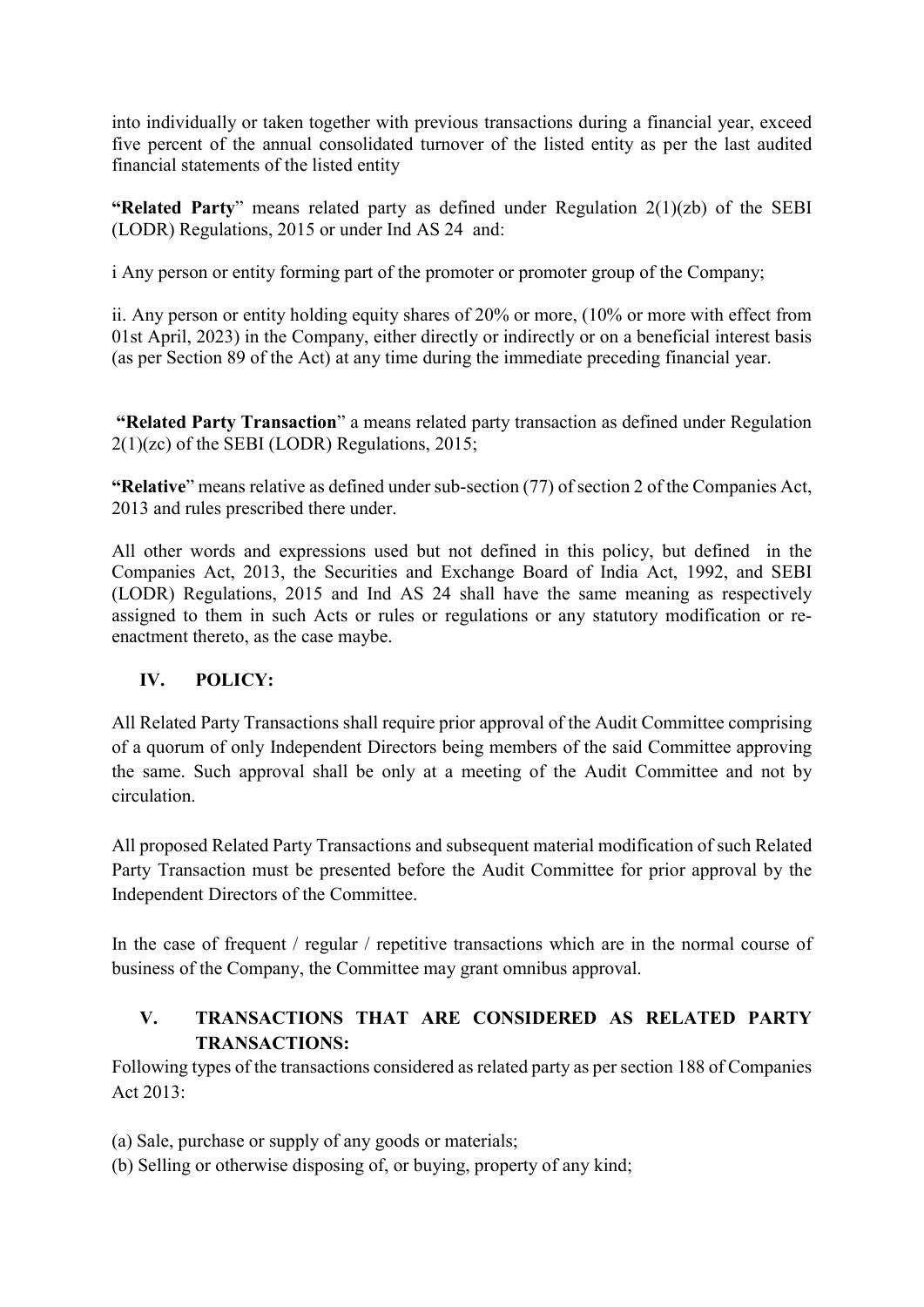into individually or taken together with previous transactions during a financial year, exceed five percent of the annual consolidated turnover of the listed entity as per the last audited financial statements of the listed entity

**"Related Party**" means related party as defined under Regulation 2(1)(zb) of the SEBI (LODR) Regulations, 2015 or under Ind AS 24 and:

i Any person or entity forming part of the promoter or promoter group of the Company;

ii. Any person or entity holding equity shares of 20% or more, (10% or more with effect from 01st April, 2023) in the Company, either directly or indirectly or on a beneficial interest basis (as per Section 89 of the Act) at any time during the immediate preceding financial year.

**"Related Party Transaction**" a means related party transaction as defined under Regulation 2(1)(zc) of the SEBI (LODR) Regulations, 2015;

**"Relative**" means relative as defined under sub-section (77) of section 2 of the Companies Act, 2013 and rules prescribed there under.

All other words and expressions used but not defined in this policy, but defined in the Companies Act, 2013, the Securities and Exchange Board of India Act, 1992, and SEBI (LODR) Regulations, 2015 and Ind AS 24 shall have the same meaning as respectively assigned to them in such Acts or rules or regulations or any statutory modification or re-enactment thereto, as the case maybe.

## IV. POLICY:

All Related Party Transactions shall require prior approval of the Audit Committee comprising of a quorum of only Independent Directors being members of the said Committee approving the same. Such approval shall be only at a meeting of the Audit Committee and not by circulation.

All proposed Related Party Transactions and subsequent material modification of such Related Party Transaction must be presented before the Audit Committee for prior approval by the Independent Directors of the Committee.

In the case of frequent / regular / repetitive transactions which are in the normal course of business of the Company, the Committee may grant omnibus approval.

## V. TRANSACTIONS THAT ARE CONSIDERED AS RELATED PARTY TRANSACTIONS:

Following types of the transactions considered as related party as per section 188 of Companies Act 2013:

(a) Sale, purchase or supply of any goods or materials;
(b) Selling or otherwise disposing of, or buying, property of any kind;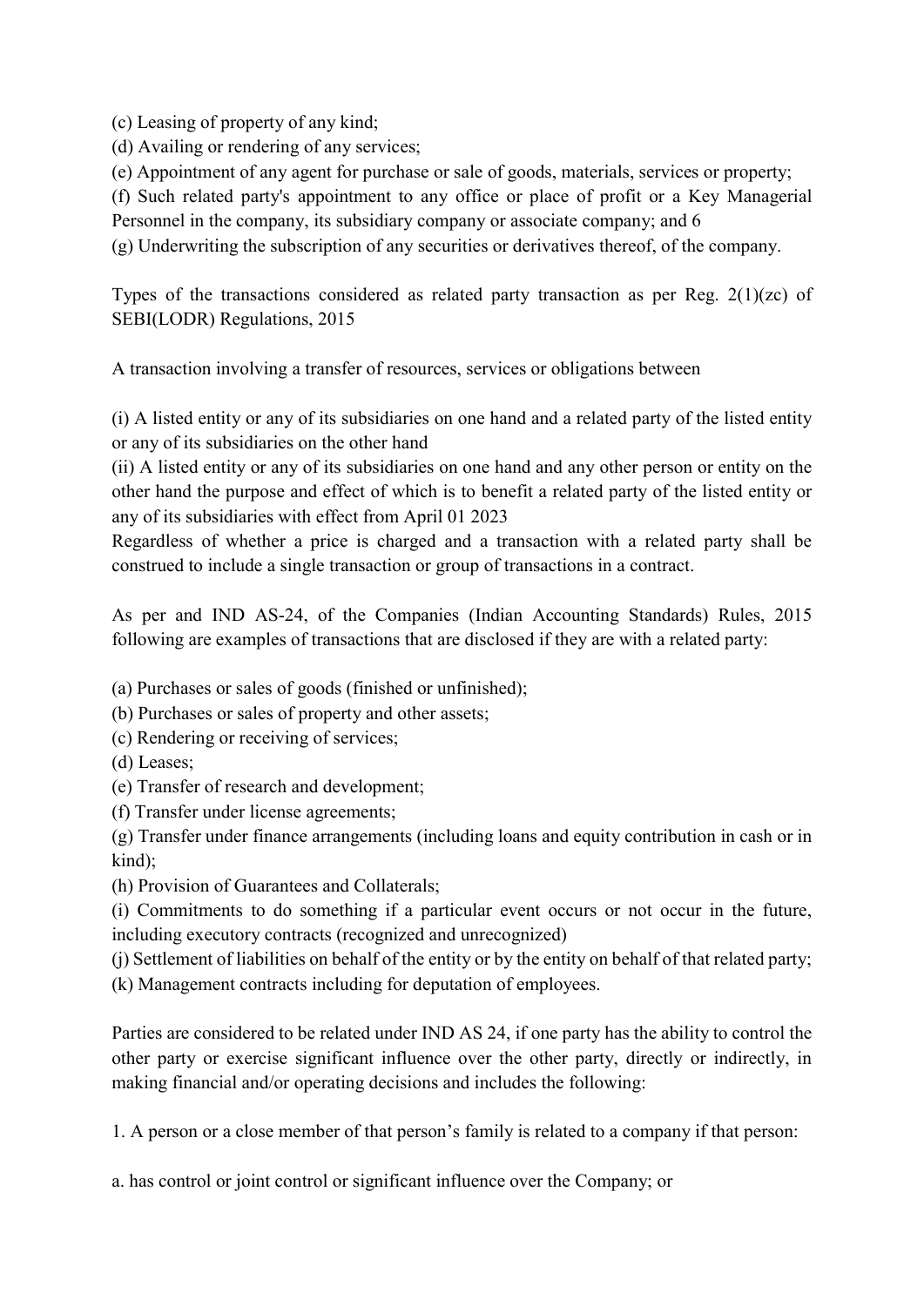(c) Leasing of property of any kind;

(d) Availing or rendering of any services;

(e) Appointment of any agent for purchase or sale of goods, materials, services or property;

(f) Such related party's appointment to any office or place of profit or a Key Managerial Personnel in the company, its subsidiary company or associate company; and 6

(g) Underwriting the subscription of any securities or derivatives thereof, of the company.

Types of the transactions considered as related party transaction as per Reg. 2(1)(zc) of SEBI(LODR) Regulations, 2015

A transaction involving a transfer of resources, services or obligations between

(i) A listed entity or any of its subsidiaries on one hand and a related party of the listed entity or any of its subsidiaries on the other hand

(ii) A listed entity or any of its subsidiaries on one hand and any other person or entity on the other hand the purpose and effect of which is to benefit a related party of the listed entity or any of its subsidiaries with effect from April 01 2023

Regardless of whether a price is charged and a transaction with a related party shall be construed to include a single transaction or group of transactions in a contract.

As per and IND AS-24, of the Companies (Indian Accounting Standards) Rules, 2015 following are examples of transactions that are disclosed if they are with a related party:

(a) Purchases or sales of goods (finished or unfinished);

(b) Purchases or sales of property and other assets;

(c) Rendering or receiving of services;

(d) Leases;

(e) Transfer of research and development;

(f) Transfer under license agreements;

(g) Transfer under finance arrangements (including loans and equity contribution in cash or in kind);

(h) Provision of Guarantees and Collaterals;

(i) Commitments to do something if a particular event occurs or not occur in the future, including executory contracts (recognized and unrecognized)

(j) Settlement of liabilities on behalf of the entity or by the entity on behalf of that related party;

(k) Management contracts including for deputation of employees.

Parties are considered to be related under IND AS 24, if one party has the ability to control the other party or exercise significant influence over the other party, directly or indirectly, in making financial and/or operating decisions and includes the following:

1. A person or a close member of that person's family is related to a company if that person:

a. has control or joint control or significant influence over the Company; or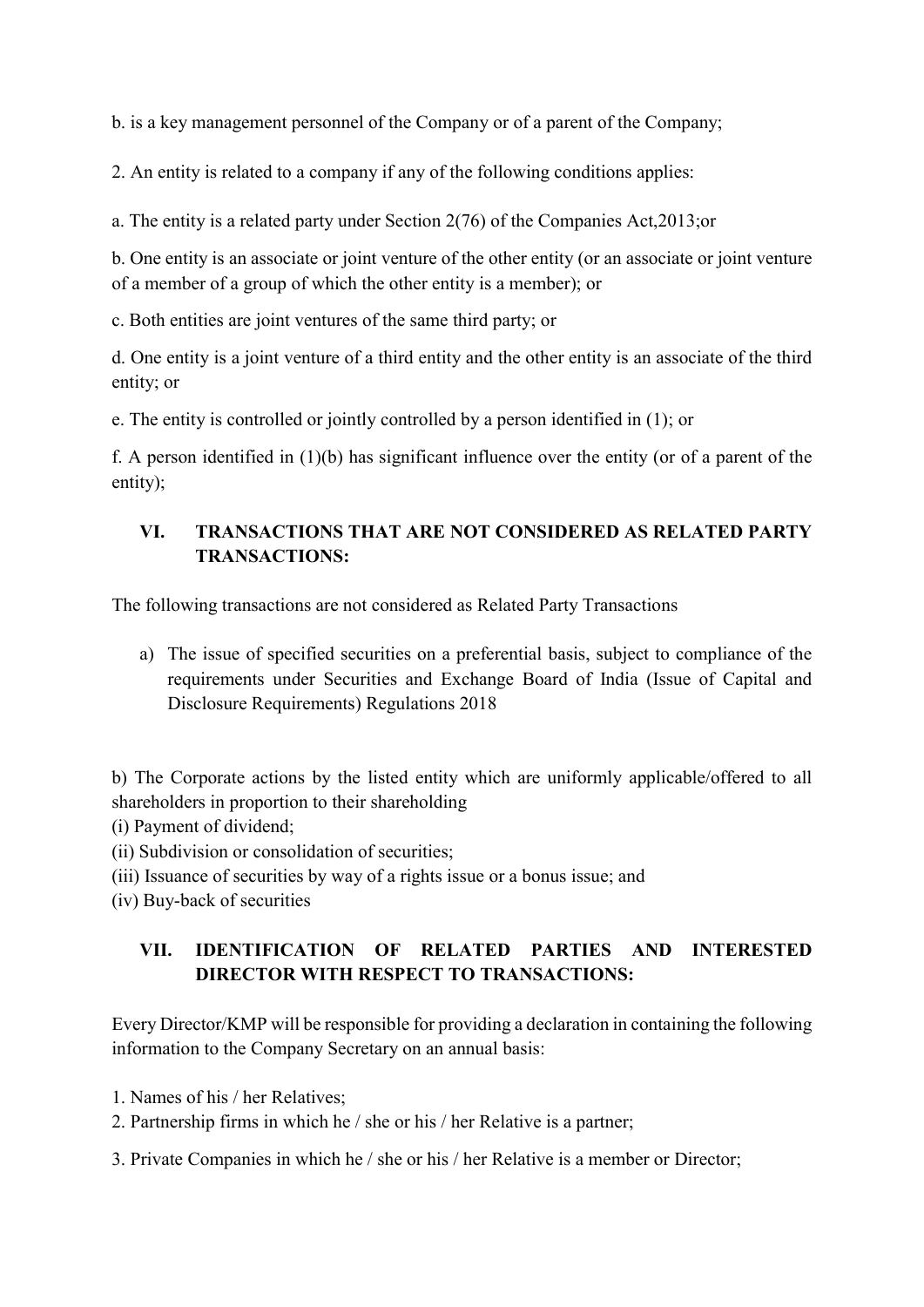b. is a key management personnel of the Company or of a parent of the Company;

2. An entity is related to a company if any of the following conditions applies:

a. The entity is a related party under Section 2(76) of the Companies Act,2013;or

b. One entity is an associate or joint venture of the other entity (or an associate or joint venture of a member of a group of which the other entity is a member); or

c. Both entities are joint ventures of the same third party; or

d. One entity is a joint venture of a third entity and the other entity is an associate of the third entity; or

e. The entity is controlled or jointly controlled by a person identified in (1); or

f. A person identified in (1)(b) has significant influence over the entity (or of a parent of the entity);

## VI. TRANSACTIONS THAT ARE NOT CONSIDERED AS RELATED PARTY TRANSACTIONS:

The following transactions are not considered as Related Party Transactions

a) The issue of specified securities on a preferential basis, subject to compliance of the requirements under Securities and Exchange Board of India (Issue of Capital and Disclosure Requirements) Regulations 2018

b) The Corporate actions by the listed entity which are uniformly applicable/offered to all shareholders in proportion to their shareholding
(i) Payment of dividend;
(ii) Subdivision or consolidation of securities;
(iii) Issuance of securities by way of a rights issue or a bonus issue; and
(iv) Buy-back of securities

## VII. IDENTIFICATION OF RELATED PARTIES AND INTERESTED DIRECTOR WITH RESPECT TO TRANSACTIONS:

Every Director/KMP will be responsible for providing a declaration in containing the following information to the Company Secretary on an annual basis:

1. Names of his / her Relatives;
2. Partnership firms in which he / she or his / her Relative is a partner;
3. Private Companies in which he / she or his / her Relative is a member or Director;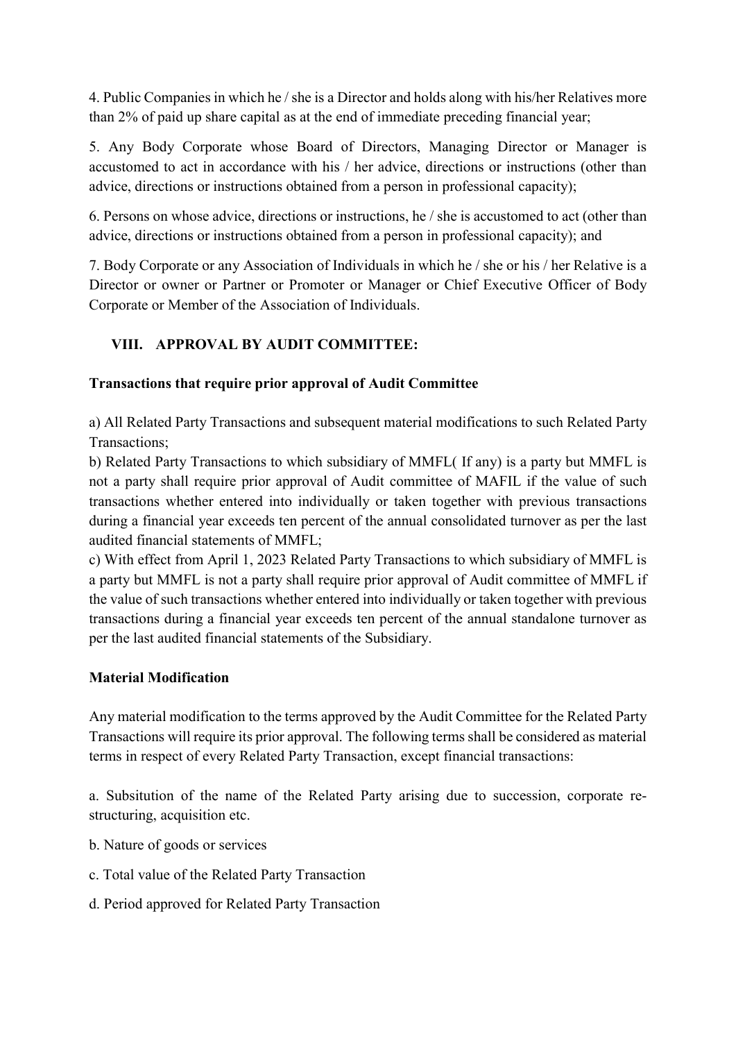4. Public Companies in which he / she is a Director and holds along with his/her Relatives more than 2% of paid up share capital as at the end of immediate preceding financial year;

5. Any Body Corporate whose Board of Directors, Managing Director or Manager is accustomed to act in accordance with his / her advice, directions or instructions (other than advice, directions or instructions obtained from a person in professional capacity);

6. Persons on whose advice, directions or instructions, he / she is accustomed to act (other than advice, directions or instructions obtained from a person in professional capacity); and

7. Body Corporate or any Association of Individuals in which he / she or his / her Relative is a Director or owner or Partner or Promoter or Manager or Chief Executive Officer of Body Corporate or Member of the Association of Individuals.

## VIII. APPROVAL BY AUDIT COMMITTEE:

**Transactions that require prior approval of Audit Committee**

a) All Related Party Transactions and subsequent material modifications to such Related Party Transactions;

b) Related Party Transactions to which subsidiary of MMFL( If any) is a party but MMFL is not a party shall require prior approval of Audit committee of MAFIL if the value of such transactions whether entered into individually or taken together with previous transactions during a financial year exceeds ten percent of the annual consolidated turnover as per the last audited financial statements of MMFL;

c) With effect from April 1, 2023 Related Party Transactions to which subsidiary of MMFL is a party but MMFL is not a party shall require prior approval of Audit committee of MMFL if the value of such transactions whether entered into individually or taken together with previous transactions during a financial year exceeds ten percent of the annual standalone turnover as per the last audited financial statements of the Subsidiary.

**Material Modification**

Any material modification to the terms approved by the Audit Committee for the Related Party Transactions will require its prior approval. The following terms shall be considered as material terms in respect of every Related Party Transaction, except financial transactions:

a. Subsitution of the name of the Related Party arising due to succession, corporate re-structuring, acquisition etc.

b. Nature of goods or services

c. Total value of the Related Party Transaction

d. Period approved for Related Party Transaction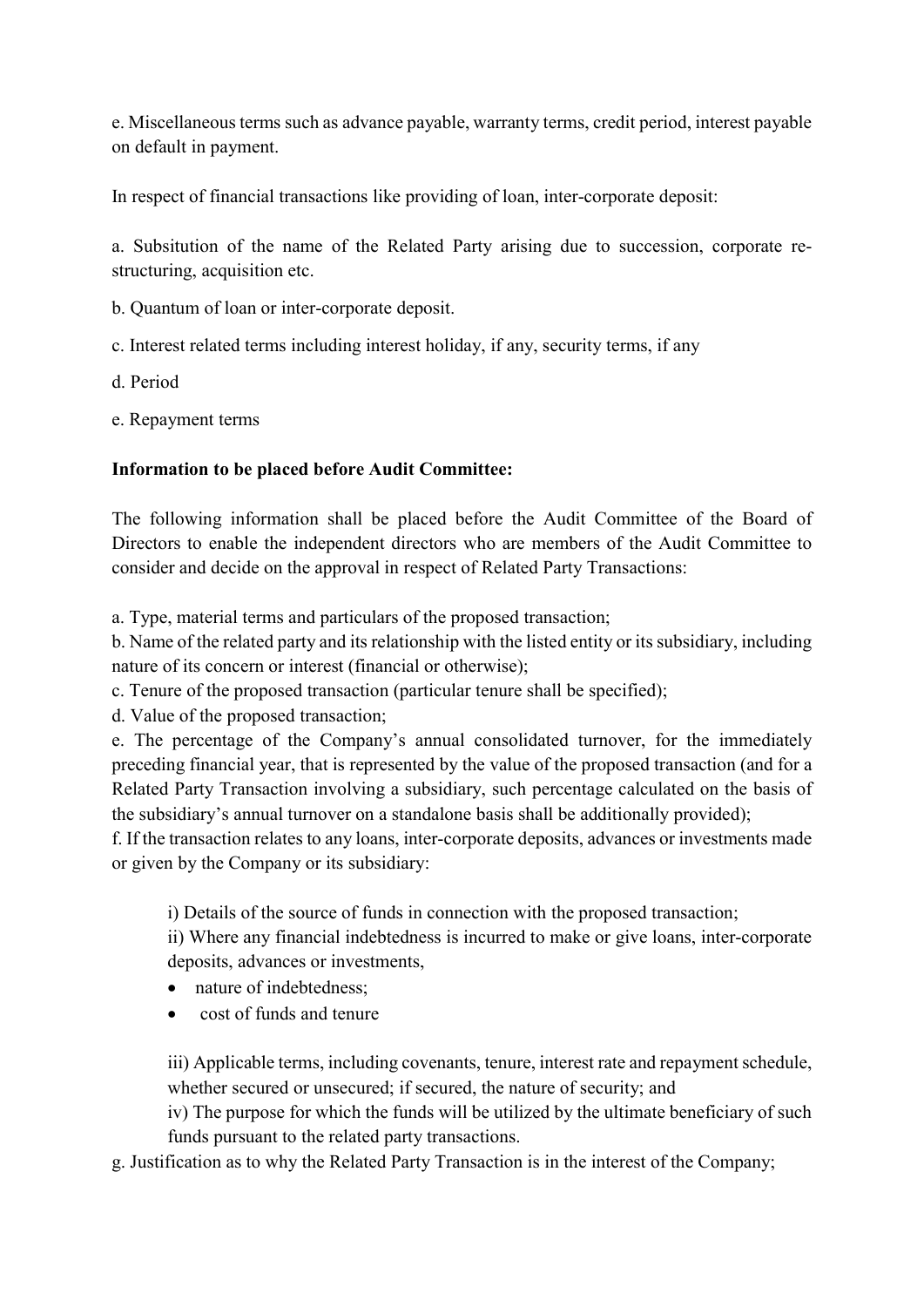e. Miscellaneous terms such as advance payable, warranty terms, credit period, interest payable on default in payment.

In respect of financial transactions like providing of loan, inter-corporate deposit:

a. Subsitution of the name of the Related Party arising due to succession, corporate re-structuring, acquisition etc.

b. Quantum of loan or inter-corporate deposit.

c. Interest related terms including interest holiday, if any, security terms, if any

d. Period

e. Repayment terms

**Information to be placed before Audit Committee:**

The following information shall be placed before the Audit Committee of the Board of Directors to enable the independent directors who are members of the Audit Committee to consider and decide on the approval in respect of Related Party Transactions:

a. Type, material terms and particulars of the proposed transaction;
b. Name of the related party and its relationship with the listed entity or its subsidiary, including nature of its concern or interest (financial or otherwise);
c. Tenure of the proposed transaction (particular tenure shall be specified);
d. Value of the proposed transaction;
e. The percentage of the Company's annual consolidated turnover, for the immediately preceding financial year, that is represented by the value of the proposed transaction (and for a Related Party Transaction involving a subsidiary, such percentage calculated on the basis of the subsidiary's annual turnover on a standalone basis shall be additionally provided);
f. If the transaction relates to any loans, inter-corporate deposits, advances or investments made or given by the Company or its subsidiary:

> i) Details of the source of funds in connection with the proposed transaction;
> ii) Where any financial indebtedness is incurred to make or give loans, inter-corporate deposits, advances or investments,
>
> - nature of indebtedness;
> - cost of funds and tenure
>
> iii) Applicable terms, including covenants, tenure, interest rate and repayment schedule, whether secured or unsecured; if secured, the nature of security; and
> iv) The purpose for which the funds will be utilized by the ultimate beneficiary of such funds pursuant to the related party transactions.

g. Justification as to why the Related Party Transaction is in the interest of the Company;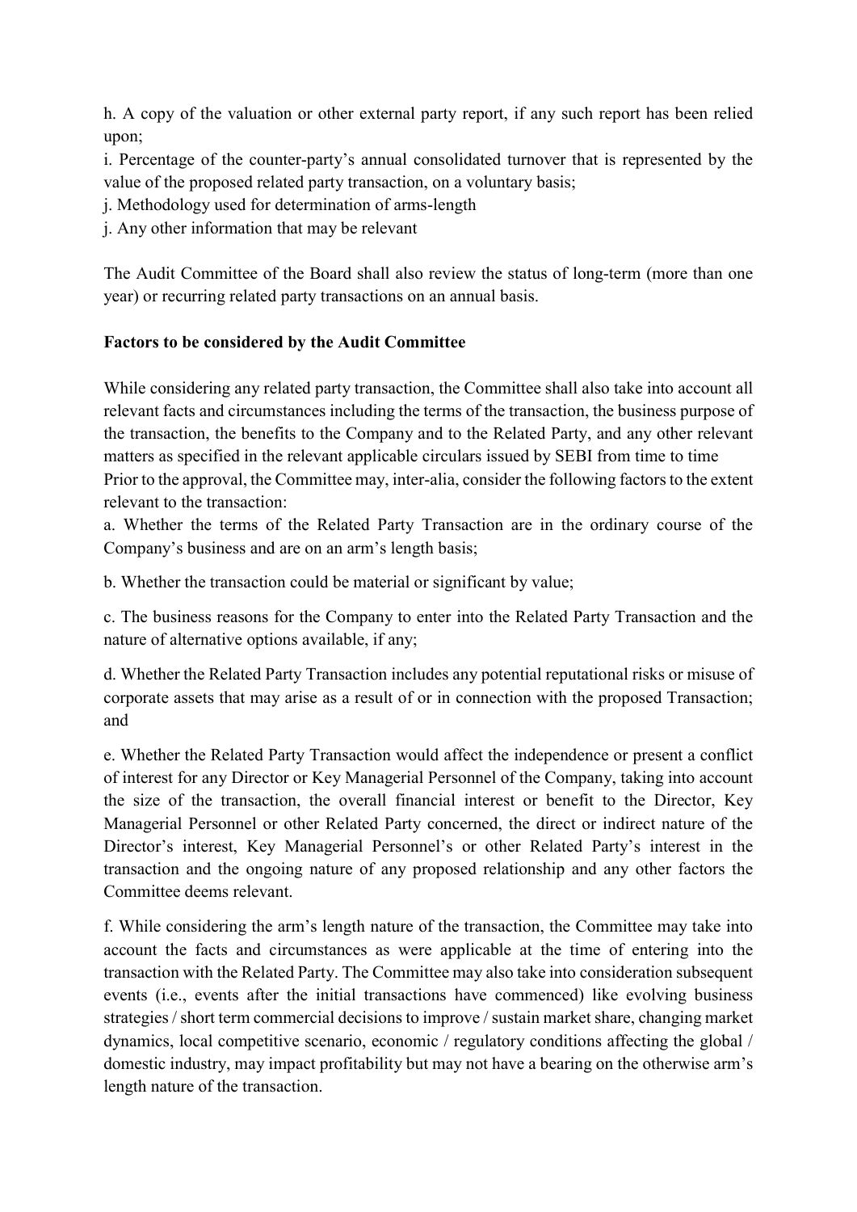h. A copy of the valuation or other external party report, if any such report has been relied upon;

i. Percentage of the counter-party's annual consolidated turnover that is represented by the value of the proposed related party transaction, on a voluntary basis;

j. Methodology used for determination of arms-length

j. Any other information that may be relevant

The Audit Committee of the Board shall also review the status of long-term (more than one year) or recurring related party transactions on an annual basis.

**Factors to be considered by the Audit Committee**

While considering any related party transaction, the Committee shall also take into account all relevant facts and circumstances including the terms of the transaction, the business purpose of the transaction, the benefits to the Company and to the Related Party, and any other relevant matters as specified in the relevant applicable circulars issued by SEBI from time to time

Prior to the approval, the Committee may, inter-alia, consider the following factors to the extent relevant to the transaction:

a. Whether the terms of the Related Party Transaction are in the ordinary course of the Company's business and are on an arm's length basis;

b. Whether the transaction could be material or significant by value;

c. The business reasons for the Company to enter into the Related Party Transaction and the nature of alternative options available, if any;

d. Whether the Related Party Transaction includes any potential reputational risks or misuse of corporate assets that may arise as a result of or in connection with the proposed Transaction; and

e. Whether the Related Party Transaction would affect the independence or present a conflict of interest for any Director or Key Managerial Personnel of the Company, taking into account the size of the transaction, the overall financial interest or benefit to the Director, Key Managerial Personnel or other Related Party concerned, the direct or indirect nature of the Director's interest, Key Managerial Personnel's or other Related Party's interest in the transaction and the ongoing nature of any proposed relationship and any other factors the Committee deems relevant.

f. While considering the arm's length nature of the transaction, the Committee may take into account the facts and circumstances as were applicable at the time of entering into the transaction with the Related Party. The Committee may also take into consideration subsequent events (i.e., events after the initial transactions have commenced) like evolving business strategies / short term commercial decisions to improve / sustain market share, changing market dynamics, local competitive scenario, economic / regulatory conditions affecting the global / domestic industry, may impact profitability but may not have a bearing on the otherwise arm's length nature of the transaction.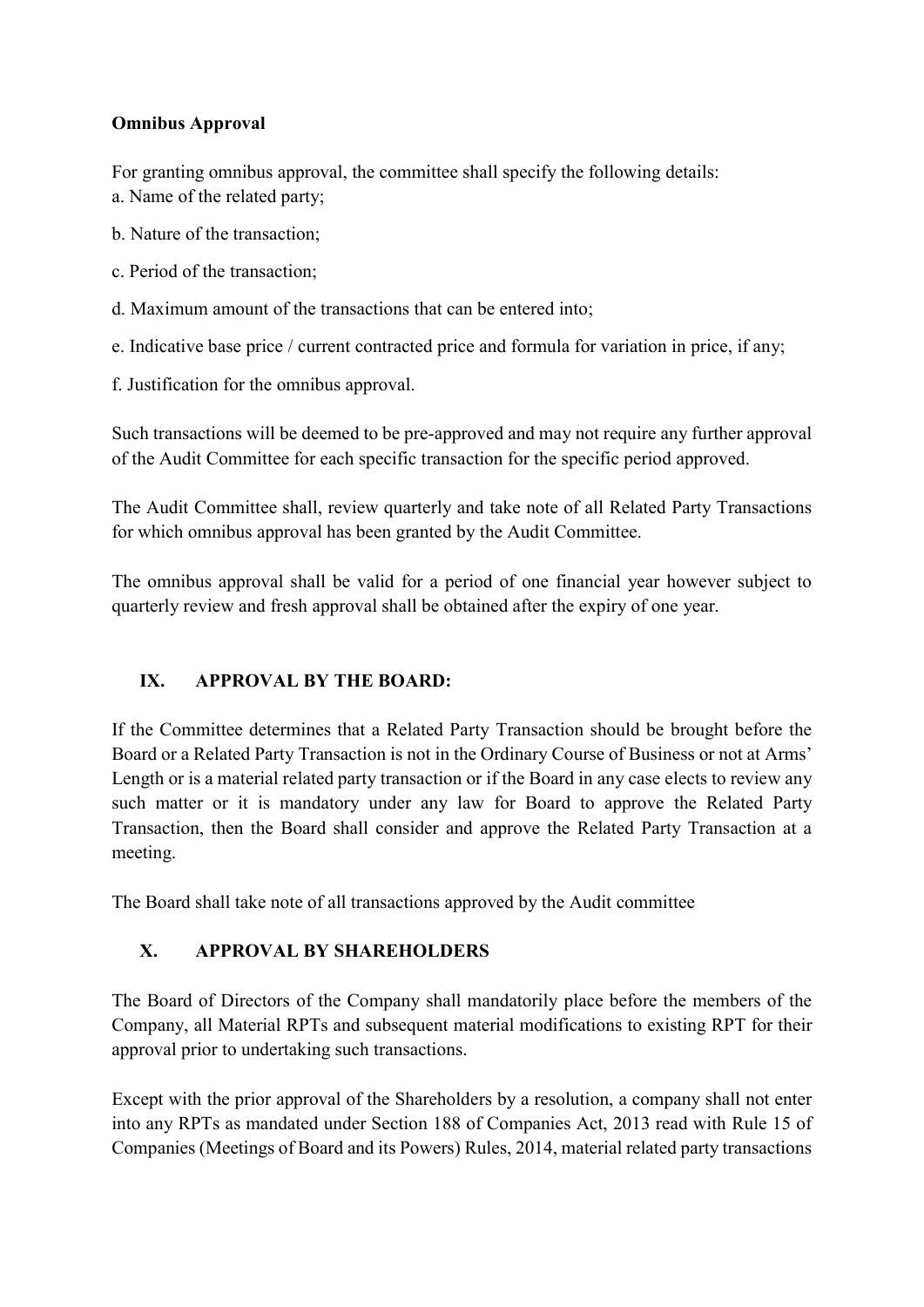**Omnibus Approval**

For granting omnibus approval, the committee shall specify the following details:

a. Name of the related party;

b. Nature of the transaction;

c. Period of the transaction;

d. Maximum amount of the transactions that can be entered into;

e. Indicative base price / current contracted price and formula for variation in price, if any;

f. Justification for the omnibus approval.

Such transactions will be deemed to be pre-approved and may not require any further approval of the Audit Committee for each specific transaction for the specific period approved.

The Audit Committee shall, review quarterly and take note of all Related Party Transactions for which omnibus approval has been granted by the Audit Committee.

The omnibus approval shall be valid for a period of one financial year however subject to quarterly review and fresh approval shall be obtained after the expiry of one year.

## IX. APPROVAL BY THE BOARD:

If the Committee determines that a Related Party Transaction should be brought before the Board or a Related Party Transaction is not in the Ordinary Course of Business or not at Arms' Length or is a material related party transaction or if the Board in any case elects to review any such matter or it is mandatory under any law for Board to approve the Related Party Transaction, then the Board shall consider and approve the Related Party Transaction at a meeting.

The Board shall take note of all transactions approved by the Audit committee

## X. APPROVAL BY SHAREHOLDERS

The Board of Directors of the Company shall mandatorily place before the members of the Company, all Material RPTs and subsequent material modifications to existing RPT for their approval prior to undertaking such transactions.

Except with the prior approval of the Shareholders by a resolution, a company shall not enter into any RPTs as mandated under Section 188 of Companies Act, 2013 read with Rule 15 of Companies (Meetings of Board and its Powers) Rules, 2014, material related party transactions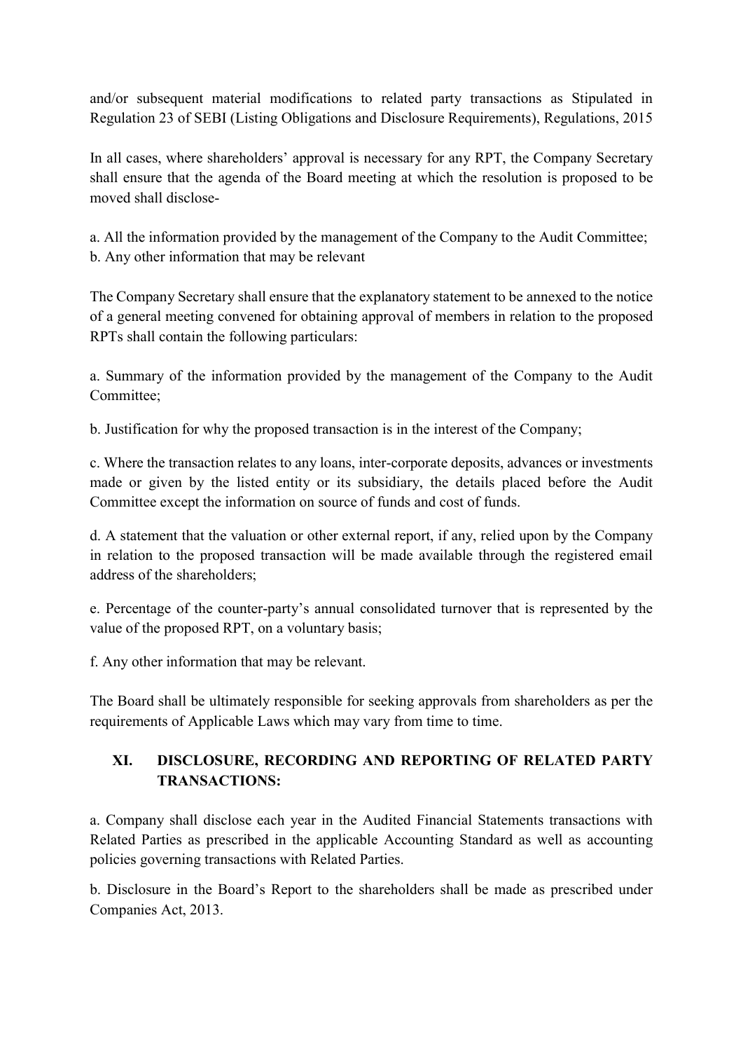and/or subsequent material modifications to related party transactions as Stipulated in Regulation 23 of SEBI (Listing Obligations and Disclosure Requirements), Regulations, 2015

In all cases, where shareholders' approval is necessary for any RPT, the Company Secretary shall ensure that the agenda of the Board meeting at which the resolution is proposed to be moved shall disclose-

a. All the information provided by the management of the Company to the Audit Committee;
b. Any other information that may be relevant

The Company Secretary shall ensure that the explanatory statement to be annexed to the notice of a general meeting convened for obtaining approval of members in relation to the proposed RPTs shall contain the following particulars:

a. Summary of the information provided by the management of the Company to the Audit Committee;

b. Justification for why the proposed transaction is in the interest of the Company;

c. Where the transaction relates to any loans, inter-corporate deposits, advances or investments made or given by the listed entity or its subsidiary, the details placed before the Audit Committee except the information on source of funds and cost of funds.

d. A statement that the valuation or other external report, if any, relied upon by the Company in relation to the proposed transaction will be made available through the registered email address of the shareholders;

e. Percentage of the counter-party's annual consolidated turnover that is represented by the value of the proposed RPT, on a voluntary basis;

f. Any other information that may be relevant.

The Board shall be ultimately responsible for seeking approvals from shareholders as per the requirements of Applicable Laws which may vary from time to time.

## XI. DISCLOSURE, RECORDING AND REPORTING OF RELATED PARTY TRANSACTIONS:

a. Company shall disclose each year in the Audited Financial Statements transactions with Related Parties as prescribed in the applicable Accounting Standard as well as accounting policies governing transactions with Related Parties.

b. Disclosure in the Board's Report to the shareholders shall be made as prescribed under Companies Act, 2013.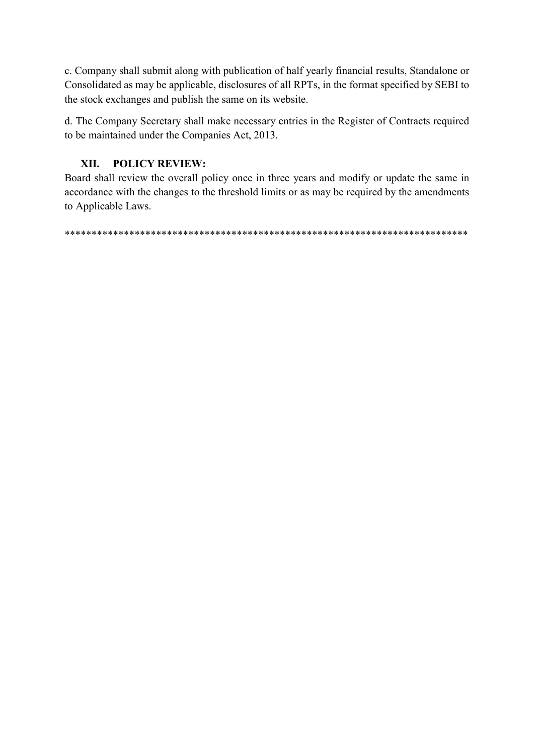c. Company shall submit along with publication of half yearly financial results, Standalone or Consolidated as may be applicable, disclosures of all RPTs, in the format specified by SEBI to the stock exchanges and publish the same on its website.

d. The Company Secretary shall make necessary entries in the Register of Contracts required to be maintained under the Companies Act, 2013.

## XII. POLICY REVIEW:

Board shall review the overall policy once in three years and modify or update the same in accordance with the changes to the threshold limits or as may be required by the amendments to Applicable Laws.

****************************************************************************